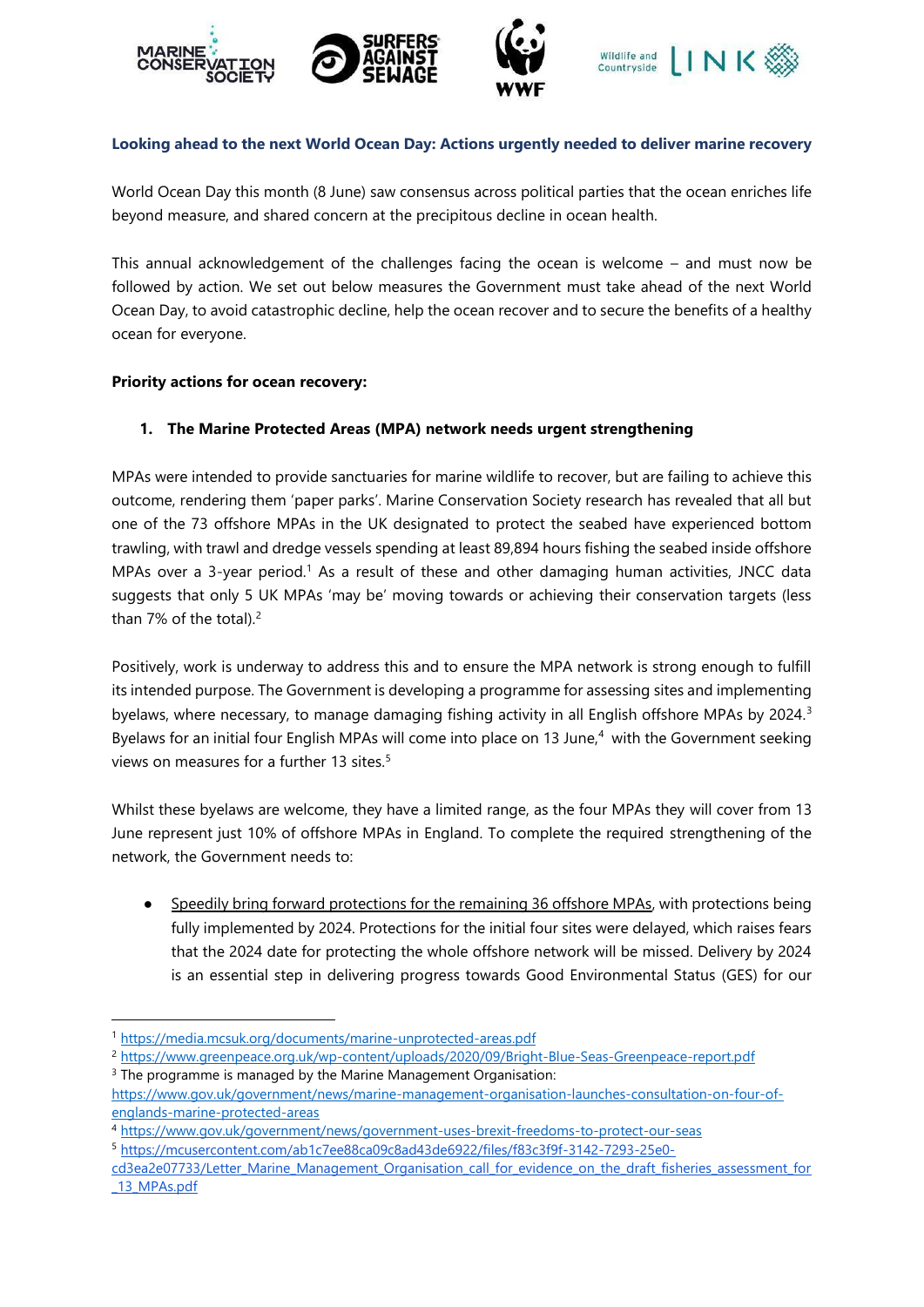**Looking ahead to the next World Ocean Day: Actions urgently needed to deliver marine recovery**

World Ocean Day this month (8 June) saw consensus across political parties that the ocean enriches life beyond measure, and shared concern at the precipitous decline in ocean health.

This annual acknowledgement of the challenges facing the ocean is welcome – and must now be followed by action. We set out below measures the Government must take ahead of the next World Ocean Day, to avoid catastrophic decline, help the ocean recover and to secure the benefits of a healthy ocean for everyone.

**Priority actions for ocean recovery:**

1. **The Marine Protected Areas (MPA) network needs urgent strengthening**

MPAs were intended to provide sanctuaries for marine wildlife to recover, but are failing to achieve this outcome, rendering them 'paper parks'. Marine Conservation Society research has revealed that all but one of the 73 offshore MPAs in the UK designated to protect the seabed have experienced bottom trawling, with trawl and dredge vessels spending at least 89,894 hours fishing the seabed inside offshore MPAs over a 3-year period.[1] As a result of these and other damaging human activities, JNCC data suggests that only 5 UK MPAs 'may be' moving towards or achieving their conservation targets (less than 7% of the total).[2]

Positively, work is underway to address this and to ensure the MPA network is strong enough to fulfill its intended purpose. The Government is developing a programme for assessing sites and implementing byelaws, where necessary, to manage damaging fishing activity in all English offshore MPAs by 2024.[3] Byelaws for an initial four English MPAs will come into place on 13 June,[4] with the Government seeking views on measures for a further 13 sites.[5]

Whilst these byelaws are welcome, they have a limited range, as the four MPAs they will cover from 13 June represent just 10% of offshore MPAs in England. To complete the required strengthening of the network, the Government needs to:

- Speedily bring forward protections for the remaining 36 offshore MPAs, with protections being fully implemented by 2024. Protections for the initial four sites were delayed, which raises fears that the 2024 date for protecting the whole offshore network will be missed. Delivery by 2024 is an essential step in delivering progress towards Good Environmental Status (GES) for our

---

[1] https://media.mcsuk.org/documents/marine-unprotected-areas.pdf

[2] https://www.greenpeace.org.uk/wp-content/uploads/2020/09/Bright-Blue-Seas-Greenpeace-report.pdf

[3] The programme is managed by the Marine Management Organisation: https://www.gov.uk/government/news/marine-management-organisation-launches-consultation-on-four-of-englands-marine-protected-areas

[4] https://www.gov.uk/government/news/government-uses-brexit-freedoms-to-protect-our-seas

[5] https://mcusercontent.com/ab1c7ee88ca09c8ad43de6922/files/f83c3f9f-3142-7293-25e0-cd3ea2e07733/Letter_Marine_Management_Organisation_call_for_evidence_on_the_draft_fisheries_assessment_for_13_MPAs.pdf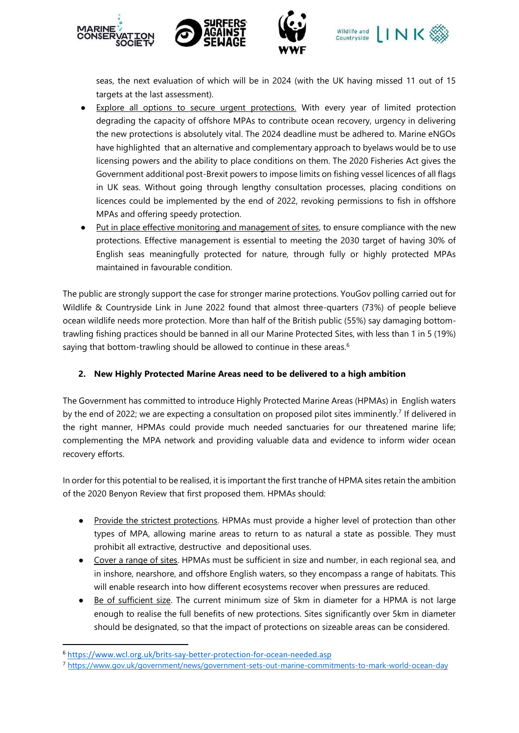seas, the next evaluation of which will be in 2024 (with the UK having missed 11 out of 15 targets at the last assessment).

- Explore all options to secure urgent protections. With every year of limited protection degrading the capacity of offshore MPAs to contribute ocean recovery, urgency in delivering the new protections is absolutely vital. The 2024 deadline must be adhered to. Marine eNGOs have highlighted that an alternative and complementary approach to byelaws would be to use licensing powers and the ability to place conditions on them. The 2020 Fisheries Act gives the Government additional post-Brexit powers to impose limits on fishing vessel licences of all flags in UK seas. Without going through lengthy consultation processes, placing conditions on licences could be implemented by the end of 2022, revoking permissions to fish in offshore MPAs and offering speedy protection.
- Put in place effective monitoring and management of sites, to ensure compliance with the new protections. Effective management is essential to meeting the 2030 target of having 30% of English seas meaningfully protected for nature, through fully or highly protected MPAs maintained in favourable condition.

The public are strongly support the case for stronger marine protections. YouGov polling carried out for Wildlife & Countryside Link in June 2022 found that almost three-quarters (73%) of people believe ocean wildlife needs more protection. More than half of the British public (55%) say damaging bottom-trawling fishing practices should be banned in all our Marine Protected Sites, with less than 1 in 5 (19%) saying that bottom-trawling should be allowed to continue in these areas.[6]

## 2. New Highly Protected Marine Areas need to be delivered to a high ambition

The Government has committed to introduce Highly Protected Marine Areas (HPMAs) in English waters by the end of 2022; we are expecting a consultation on proposed pilot sites imminently.[7] If delivered in the right manner, HPMAs could provide much needed sanctuaries for our threatened marine life; complementing the MPA network and providing valuable data and evidence to inform wider ocean recovery efforts.

In order for this potential to be realised, it is important the first tranche of HPMA sites retain the ambition of the 2020 Benyon Review that first proposed them. HPMAs should:

- Provide the strictest protections. HPMAs must provide a higher level of protection than other types of MPA, allowing marine areas to return to as natural a state as possible. They must prohibit all extractive, destructive and depositional uses.
- Cover a range of sites. HPMAs must be sufficient in size and number, in each regional sea, and in inshore, nearshore, and offshore English waters, so they encompass a range of habitats. This will enable research into how different ecosystems recover when pressures are reduced.
- Be of sufficient size. The current minimum size of 5km in diameter for a HPMA is not large enough to realise the full benefits of new protections. Sites significantly over 5km in diameter should be designated, so that the impact of protections on sizeable areas can be considered.

---

[6] https://www.wcl.org.uk/brits-say-better-protection-for-ocean-needed.asp

[7] https://www.gov.uk/government/news/government-sets-out-marine-commitments-to-mark-world-ocean-day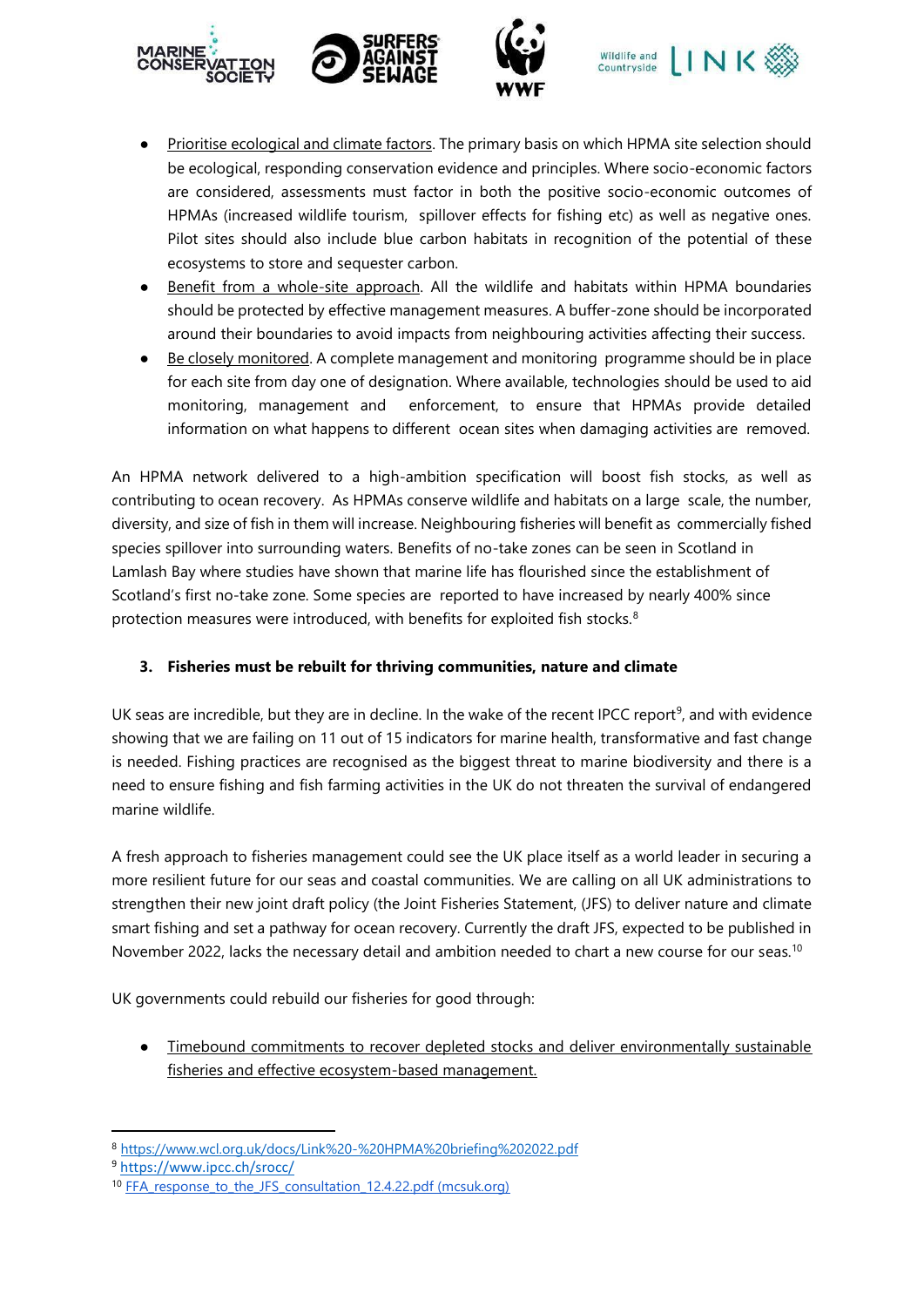- Prioritise ecological and climate factors. The primary basis on which HPMA site selection should be ecological, responding conservation evidence and principles. Where socio-economic factors are considered, assessments must factor in both the positive socio-economic outcomes of HPMAs (increased wildlife tourism, spillover effects for fishing etc) as well as negative ones. Pilot sites should also include blue carbon habitats in recognition of the potential of these ecosystems to store and sequester carbon.
- Benefit from a whole-site approach. All the wildlife and habitats within HPMA boundaries should be protected by effective management measures. A buffer-zone should be incorporated around their boundaries to avoid impacts from neighbouring activities affecting their success.
- Be closely monitored. A complete management and monitoring programme should be in place for each site from day one of designation. Where available, technologies should be used to aid monitoring, management and enforcement, to ensure that HPMAs provide detailed information on what happens to different ocean sites when damaging activities are removed.

An HPMA network delivered to a high-ambition specification will boost fish stocks, as well as contributing to ocean recovery. As HPMAs conserve wildlife and habitats on a large scale, the number, diversity, and size of fish in them will increase. Neighbouring fisheries will benefit as commercially fished species spillover into surrounding waters. Benefits of no-take zones can be seen in Scotland in Lamlash Bay where studies have shown that marine life has flourished since the establishment of Scotland's first no-take zone. Some species are reported to have increased by nearly 400% since protection measures were introduced, with benefits for exploited fish stocks.[8]

### 3. Fisheries must be rebuilt for thriving communities, nature and climate

UK seas are incredible, but they are in decline. In the wake of the recent IPCC report[9], and with evidence showing that we are failing on 11 out of 15 indicators for marine health, transformative and fast change is needed. Fishing practices are recognised as the biggest threat to marine biodiversity and there is a need to ensure fishing and fish farming activities in the UK do not threaten the survival of endangered marine wildlife.

A fresh approach to fisheries management could see the UK place itself as a world leader in securing a more resilient future for our seas and coastal communities. We are calling on all UK administrations to strengthen their new joint draft policy (the Joint Fisheries Statement, (JFS) to deliver nature and climate smart fishing and set a pathway for ocean recovery. Currently the draft JFS, expected to be published in November 2022, lacks the necessary detail and ambition needed to chart a new course for our seas.[10]

UK governments could rebuild our fisheries for good through:

- Timebound commitments to recover depleted stocks and deliver environmentally sustainable fisheries and effective ecosystem-based management.

---

[8] https://www.wcl.org.uk/docs/Link%20-%20HPMA%20briefing%202022.pdf

[9] https://www.ipcc.ch/srocc/

[10] FFA_response_to_the_JFS_consultation_12.4.22.pdf (mcsuk.org)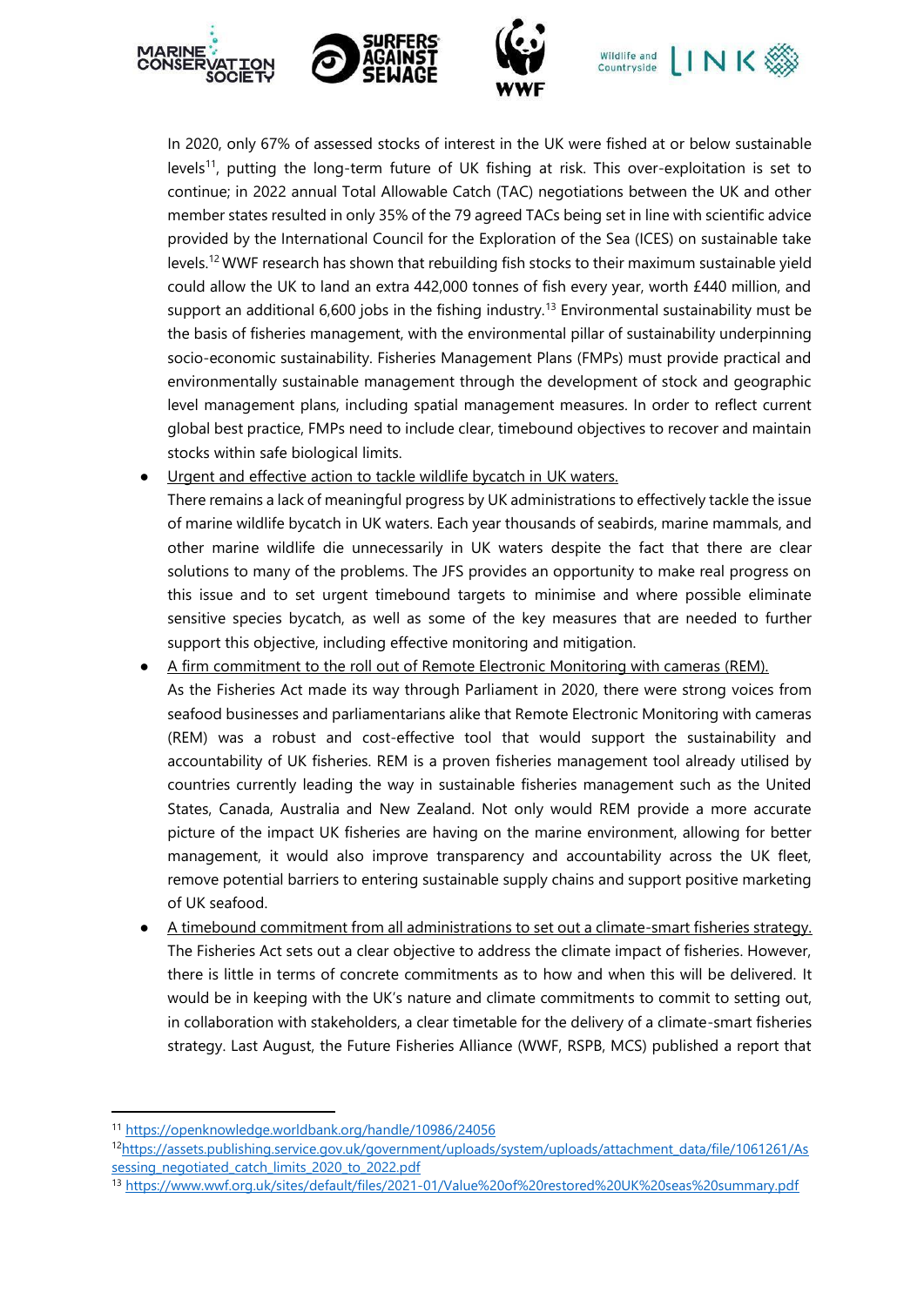In 2020, only 67% of assessed stocks of interest in the UK were fished at or below sustainable levels[11], putting the long-term future of UK fishing at risk. This over-exploitation is set to continue; in 2022 annual Total Allowable Catch (TAC) negotiations between the UK and other member states resulted in only 35% of the 79 agreed TACs being set in line with scientific advice provided by the International Council for the Exploration of the Sea (ICES) on sustainable take levels.[12] WWF research has shown that rebuilding fish stocks to their maximum sustainable yield could allow the UK to land an extra 442,000 tonnes of fish every year, worth £440 million, and support an additional 6,600 jobs in the fishing industry.[13] Environmental sustainability must be the basis of fisheries management, with the environmental pillar of sustainability underpinning socio-economic sustainability. Fisheries Management Plans (FMPs) must provide practical and environmentally sustainable management through the development of stock and geographic level management plans, including spatial management measures. In order to reflect current global best practice, FMPs need to include clear, timebound objectives to recover and maintain stocks within safe biological limits.

- <u>Urgent and effective action to tackle wildlife bycatch in UK waters.</u>
  There remains a lack of meaningful progress by UK administrations to effectively tackle the issue of marine wildlife bycatch in UK waters. Each year thousands of seabirds, marine mammals, and other marine wildlife die unnecessarily in UK waters despite the fact that there are clear solutions to many of the problems. The JFS provides an opportunity to make real progress on this issue and to set urgent timebound targets to minimise and where possible eliminate sensitive species bycatch, as well as some of the key measures that are needed to further support this objective, including effective monitoring and mitigation.
- <u>A firm commitment to the roll out of Remote Electronic Monitoring with cameras (REM).</u>
  As the Fisheries Act made its way through Parliament in 2020, there were strong voices from seafood businesses and parliamentarians alike that Remote Electronic Monitoring with cameras (REM) was a robust and cost-effective tool that would support the sustainability and accountability of UK fisheries. REM is a proven fisheries management tool already utilised by countries currently leading the way in sustainable fisheries management such as the United States, Canada, Australia and New Zealand. Not only would REM provide a more accurate picture of the impact UK fisheries are having on the marine environment, allowing for better management, it would also improve transparency and accountability across the UK fleet, remove potential barriers to entering sustainable supply chains and support positive marketing of UK seafood.
- <u>A timebound commitment from all administrations to set out a climate-smart fisheries strategy.</u>
  The Fisheries Act sets out a clear objective to address the climate impact of fisheries. However, there is little in terms of concrete commitments as to how and when this will be delivered. It would be in keeping with the UK's nature and climate commitments to commit to setting out, in collaboration with stakeholders, a clear timetable for the delivery of a climate-smart fisheries strategy. Last August, the Future Fisheries Alliance (WWF, RSPB, MCS) published a report that

---

[11] https://openknowledge.worldbank.org/handle/10986/24056

[12] https://assets.publishing.service.gov.uk/government/uploads/system/uploads/attachment_data/file/1061261/Assessing_negotiated_catch_limits_2020_to_2022.pdf

[13] https://www.wwf.org.uk/sites/default/files/2021-01/Value%20of%20restored%20UK%20seas%20summary.pdf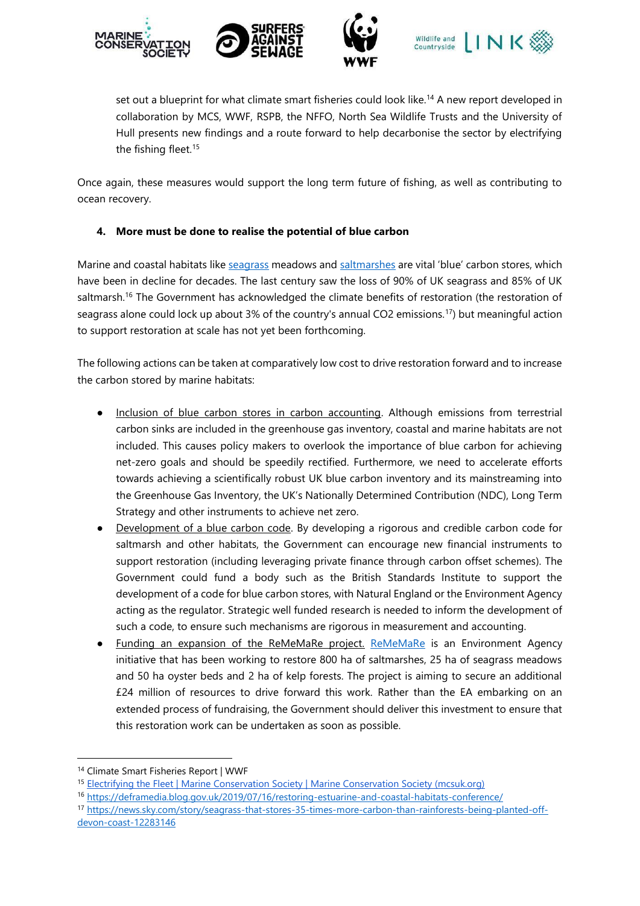set out a blueprint for what climate smart fisheries could look like.[14] A new report developed in collaboration by MCS, WWF, RSPB, the NFFO, North Sea Wildlife Trusts and the University of Hull presents new findings and a route forward to help decarbonise the sector by electrifying the fishing fleet.[15]

Once again, these measures would support the long term future of fishing, as well as contributing to ocean recovery.

## 4. More must be done to realise the potential of blue carbon

Marine and coastal habitats like seagrass meadows and saltmarshes are vital 'blue' carbon stores, which have been in decline for decades. The last century saw the loss of 90% of UK seagrass and 85% of UK saltmarsh.[16] The Government has acknowledged the climate benefits of restoration (the restoration of seagrass alone could lock up about 3% of the country's annual $CO_2$ emissions.[17]) but meaningful action to support restoration at scale has not yet been forthcoming.

The following actions can be taken at comparatively low cost to drive restoration forward and to increase the carbon stored by marine habitats:

- Inclusion of blue carbon stores in carbon accounting. Although emissions from terrestrial carbon sinks are included in the greenhouse gas inventory, coastal and marine habitats are not included. This causes policy makers to overlook the importance of blue carbon for achieving net-zero goals and should be speedily rectified. Furthermore, we need to accelerate efforts towards achieving a scientifically robust UK blue carbon inventory and its mainstreaming into the Greenhouse Gas Inventory, the UK's Nationally Determined Contribution (NDC), Long Term Strategy and other instruments to achieve net zero.
- Development of a blue carbon code. By developing a rigorous and credible carbon code for saltmarsh and other habitats, the Government can encourage new financial instruments to support restoration (including leveraging private finance through carbon offset schemes). The Government could fund a body such as the British Standards Institute to support the development of a code for blue carbon stores, with Natural England or the Environment Agency acting as the regulator. Strategic well funded research is needed to inform the development of such a code, to ensure such mechanisms are rigorous in measurement and accounting.
- Funding an expansion of the ReMeMaRe project. ReMeMaRe is an Environment Agency initiative that has been working to restore 800 ha of saltmarshes, 25 ha of seagrass meadows and 50 ha oyster beds and 2 ha of kelp forests. The project is aiming to secure an additional £24 million of resources to drive forward this work. Rather than the EA embarking on an extended process of fundraising, the Government should deliver this investment to ensure that this restoration work can be undertaken as soon as possible.

---

[14] Climate Smart Fisheries Report | WWF

[15] Electrifying the Fleet | Marine Conservation Society | Marine Conservation Society (mcsuk.org)

[16] https://deframedia.blog.gov.uk/2019/07/16/restoring-estuarine-and-coastal-habitats-conference/

[17] https://news.sky.com/story/seagrass-that-stores-35-times-more-carbon-than-rainforests-being-planted-off-devon-coast-12283146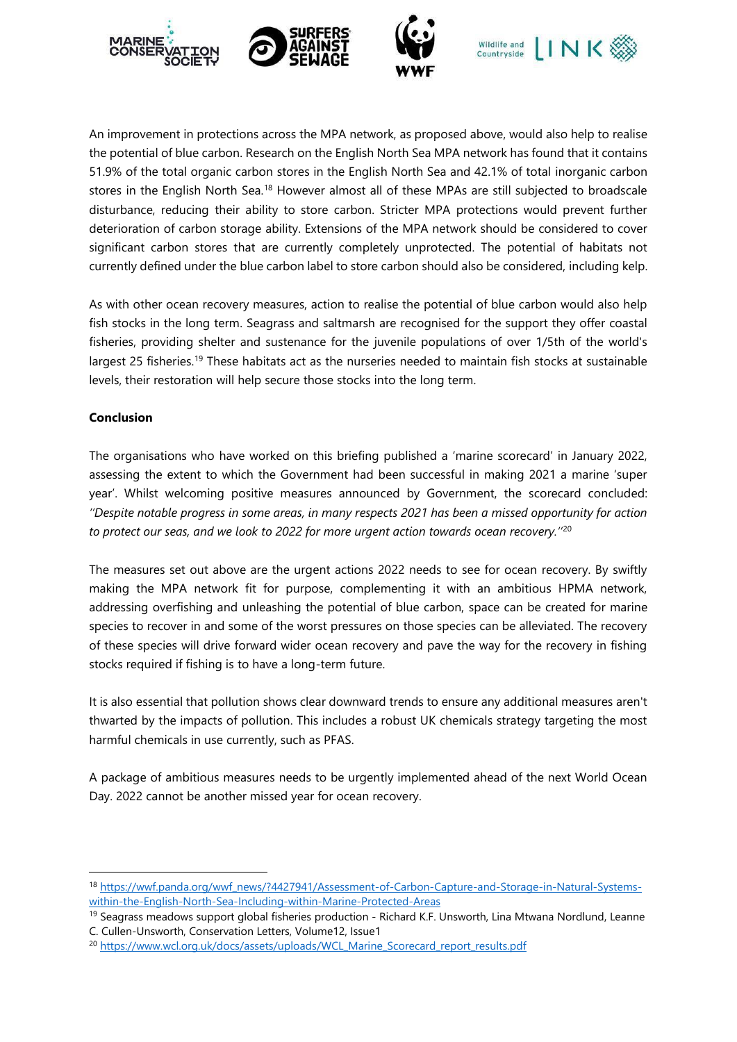An improvement in protections across the MPA network, as proposed above, would also help to realise the potential of blue carbon. Research on the English North Sea MPA network has found that it contains 51.9% of the total organic carbon stores in the English North Sea and 42.1% of total inorganic carbon stores in the English North Sea.[18] However almost all of these MPAs are still subjected to broadscale disturbance, reducing their ability to store carbon. Stricter MPA protections would prevent further deterioration of carbon storage ability. Extensions of the MPA network should be considered to cover significant carbon stores that are currently completely unprotected. The potential of habitats not currently defined under the blue carbon label to store carbon should also be considered, including kelp.

As with other ocean recovery measures, action to realise the potential of blue carbon would also help fish stocks in the long term. Seagrass and saltmarsh are recognised for the support they offer coastal fisheries, providing shelter and sustenance for the juvenile populations of over 1/5th of the world's largest 25 fisheries.[19] These habitats act as the nurseries needed to maintain fish stocks at sustainable levels, their restoration will help secure those stocks into the long term.

**Conclusion**

The organisations who have worked on this briefing published a 'marine scorecard' in January 2022, assessing the extent to which the Government had been successful in making 2021 a marine 'super year'. Whilst welcoming positive measures announced by Government, the scorecard concluded: *"Despite notable progress in some areas, in many respects 2021 has been a missed opportunity for action to protect our seas, and we look to 2022 for more urgent action towards ocean recovery."*[20]

The measures set out above are the urgent actions 2022 needs to see for ocean recovery. By swiftly making the MPA network fit for purpose, complementing it with an ambitious HPMA network, addressing overfishing and unleashing the potential of blue carbon, space can be created for marine species to recover in and some of the worst pressures on those species can be alleviated. The recovery of these species will drive forward wider ocean recovery and pave the way for the recovery in fishing stocks required if fishing is to have a long-term future.

It is also essential that pollution shows clear downward trends to ensure any additional measures aren't thwarted by the impacts of pollution. This includes a robust UK chemicals strategy targeting the most harmful chemicals in use currently, such as PFAS.

A package of ambitious measures needs to be urgently implemented ahead of the next World Ocean Day. 2022 cannot be another missed year for ocean recovery.

---

[18] https://wwf.panda.org/wwf_news/?4427941/Assessment-of-Carbon-Capture-and-Storage-in-Natural-Systems-within-the-English-North-Sea-Including-within-Marine-Protected-Areas

[19] Seagrass meadows support global fisheries production - Richard K.F. Unsworth, Lina Mtwana Nordlund, Leanne C. Cullen-Unsworth, Conservation Letters, Volume12, Issue1

[20] https://www.wcl.org.uk/docs/assets/uploads/WCL_Marine_Scorecard_report_results.pdf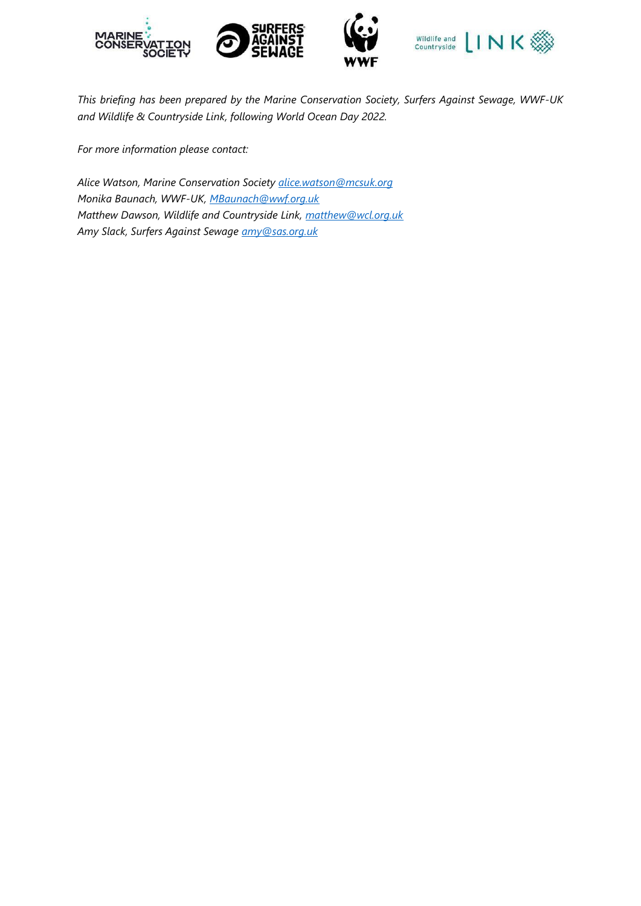*This briefing has been prepared by the Marine Conservation Society, Surfers Against Sewage, WWF-UK and Wildlife & Countryside Link, following World Ocean Day 2022.*

*For more information please contact:*

*Alice Watson, Marine Conservation Society [alice.watson@mcsuk.org](mailto:alice.watson@mcsuk.org)*
*Monika Baunach, WWF-UK, [MBaunach@wwf.org.uk](mailto:MBaunach@wwf.org.uk)*
*Matthew Dawson, Wildlife and Countryside Link, [matthew@wcl.org.uk](mailto:matthew@wcl.org.uk)*
*Amy Slack, Surfers Against Sewage [amy@sas.org.uk](mailto:amy@sas.org.uk)*